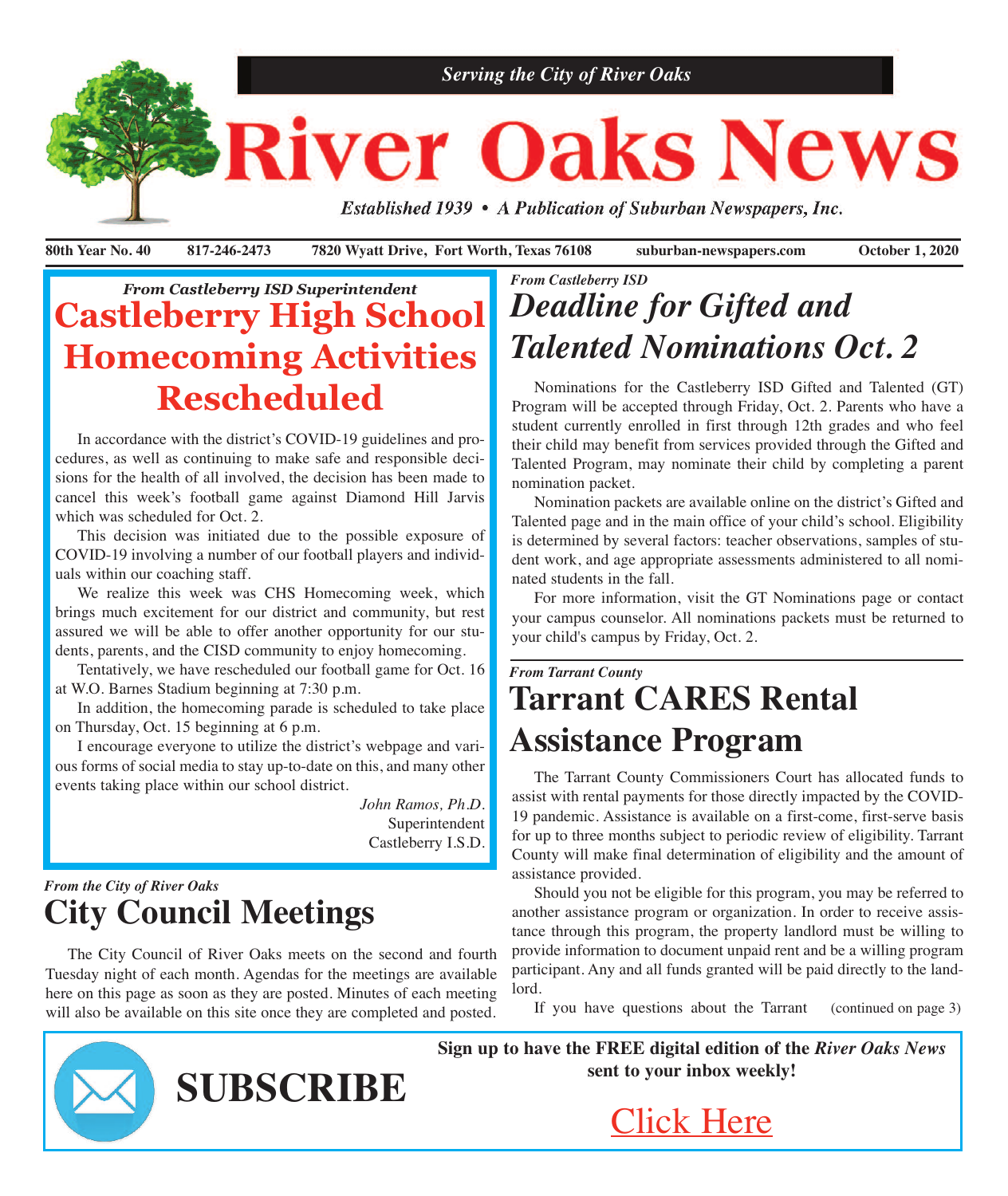*Serving the City of River Oaks*

# River Oaks News

*Established 1939 • A Publication of Suburban Newspapers, Inc.*

**80th Year No. 40** **817-246-2473** **7820 Wyatt Drive, Fort Worth, Texas 76108** **suburban-newspapers.com** **October 1, 2020**

***From Castleberry ISD Superintendent***

## Castleberry High School Homecoming Activities Rescheduled

In accordance with the district's COVID-19 guidelines and procedures, as well as continuing to make safe and responsible decisions for the health of all involved, the decision has been made to cancel this week's football game against Diamond Hill Jarvis which was scheduled for Oct. 2.

This decision was initiated due to the possible exposure of COVID-19 involving a number of our football players and individuals within our coaching staff.

We realize this week was CHS Homecoming week, which brings much excitement for our district and community, but rest assured we will be able to offer another opportunity for our students, parents, and the CISD community to enjoy homecoming.

Tentatively, we have rescheduled our football game for Oct. 16 at W.O. Barnes Stadium beginning at 7:30 p.m.

In addition, the homecoming parade is scheduled to take place on Thursday, Oct. 15 beginning at 6 p.m.

I encourage everyone to utilize the district's webpage and various forms of social media to stay up-to-date on this, and many other events taking place within our school district.

*John Ramos, Ph.D.*
Superintendent
Castleberry I.S.D.

***From the City of River Oaks***

## City Council Meetings

The City Council of River Oaks meets on the second and fourth Tuesday night of each month. Agendas for the meetings are available here on this page as soon as they are posted. Minutes of each meeting will also be available on this site once they are completed and posted.

***From Castleberry ISD***

## *Deadline for Gifted and Talented Nominations Oct. 2*

Nominations for the Castleberry ISD Gifted and Talented (GT) Program will be accepted through Friday, Oct. 2. Parents who have a student currently enrolled in first through 12th grades and who feel their child may benefit from services provided through the Gifted and Talented Program, may nominate their child by completing a parent nomination packet.

Nomination packets are available online on the district's Gifted and Talented page and in the main office of your child's school. Eligibility is determined by several factors: teacher observations, samples of student work, and age appropriate assessments administered to all nominated students in the fall.

For more information, visit the GT Nominations page or contact your campus counselor. All nominations packets must be returned to your child's campus by Friday, Oct. 2.

***From Tarrant County***

## Tarrant CARES Rental Assistance Program

The Tarrant County Commissioners Court has allocated funds to assist with rental payments for those directly impacted by the COVID-19 pandemic. Assistance is available on a first-come, first-serve basis for up to three months subject to periodic review of eligibility. Tarrant County will make final determination of eligibility and the amount of assistance provided.

Should you not be eligible for this program, you may be referred to another assistance program or organization. In order to receive assistance through this program, the property landlord must be willing to provide information to document unpaid rent and be a willing program participant. Any and all funds granted will be paid directly to the landlord.

If you have questions about the Tarrant (continued on page 3)

## SUBSCRIBE

**Sign up to have the FREE digital edition of the *River Oaks News* sent to your inbox weekly!**

Click Here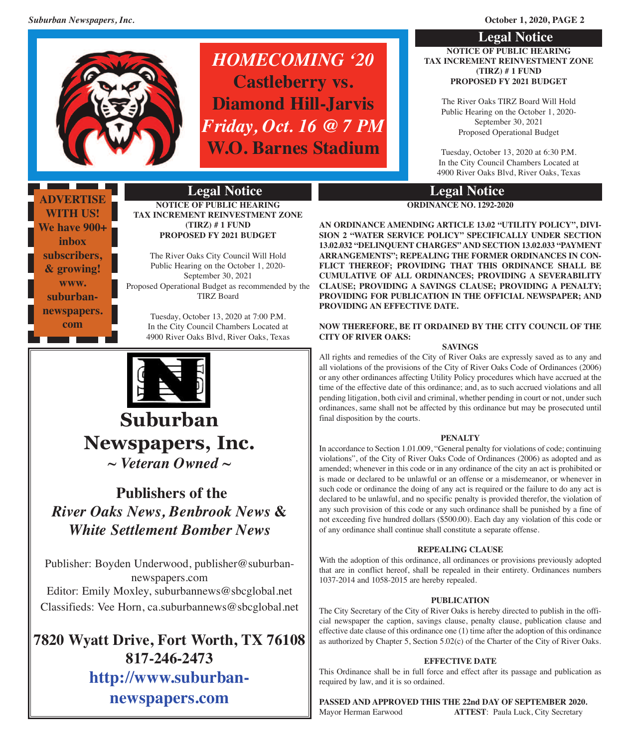**HOMECOMING '20**
**Castleberry vs. Diamond Hill-Jarvis**
**Friday, Oct. 16 @ 7 PM**
**W.O. Barnes Stadium**

## Legal Notice

**NOTICE OF PUBLIC HEARING**
**TAX INCREMENT REINVESTMENT ZONE (TIRZ) # 1 FUND**
**PROPOSED FY 2021 BUDGET**

The River Oaks TIRZ Board Will Hold Public Hearing on the October 1, 2020-September 30, 2021 Proposed Operational Budget

Tuesday, October 13, 2020 at 6:30 P.M.
In the City Council Chambers Located at
4900 River Oaks Blvd, River Oaks, Texas

**ADVERTISE WITH US! We have 900+ inbox subscribers, & growing! www.suburban-newspapers.com**

## Legal Notice

**NOTICE OF PUBLIC HEARING**
**TAX INCREMENT REINVESTMENT ZONE (TIRZ) # 1 FUND**
**PROPOSED FY 2021 BUDGET**

The River Oaks City Council Will Hold Public Hearing on the October 1, 2020-September 30, 2021 Proposed Operational Budget as recommended by the TIRZ Board

Tuesday, October 13, 2020 at 7:00 P.M.
In the City Council Chambers Located at
4900 River Oaks Blvd, River Oaks, Texas

# Suburban Newspapers, Inc.

*~ Veteran Owned ~*

**Publishers of the**
***River Oaks News, Benbrook News & White Settlement Bomber News***

Publisher: Boyden Underwood, publisher@suburban-newspapers.com
Editor: Emily Moxley, suburbannews@sbcglobal.net
Classifieds: Vee Horn, ca.suburbannews@sbcglobal.net

**7820 Wyatt Drive, Fort Worth, TX 76108**
**817-246-2473**
**http://www.suburban-newspapers.com**

## Legal Notice

**ORDINANCE NO. 1292-2020**

**AN ORDINANCE AMENDING ARTICLE 13.02 "UTILITY POLICY", DIVISION 2 "WATER SERVICE POLICY" SPECIFICALLY UNDER SECTION 13.02.032 "DELINQUENT CHARGES" AND SECTION 13.02.033 "PAYMENT ARRANGEMENTS"; REPEALING THE FORMER ORDINANCES IN CONFLICT THEREOF; PROVIDING THAT THIS ORDINANCE SHALL BE CUMULATIVE OF ALL ORDINANCES; PROVIDING A SEVERABILITY CLAUSE; PROVIDING A SAVINGS CLAUSE; PROVIDING A PENALTY; PROVIDING FOR PUBLICATION IN THE OFFICIAL NEWSPAPER; AND PROVIDING AN EFFECTIVE DATE.**

**NOW THEREFORE, BE IT ORDAINED BY THE CITY COUNCIL OF THE CITY OF RIVER OAKS:**

**SAVINGS**

All rights and remedies of the City of River Oaks are expressly saved as to any and all violations of the provisions of the City of River Oaks Code of Ordinances (2006) or any other ordinances affecting Utility Policy procedures which have accrued at the time of the effective date of this ordinance; and, as to such accrued violations and all pending litigation, both civil and criminal, whether pending in court or not, under such ordinances, same shall not be affected by this ordinance but may be prosecuted until final disposition by the courts.

**PENALTY**

In accordance to Section 1.01.009, "General penalty for violations of code; continuing violations", of the City of River Oaks Code of Ordinances (2006) as adopted and as amended; whenever in this code or in any ordinance of the city an act is prohibited or is made or declared to be unlawful or an offense or a misdemeanor, or whenever in such code or ordinance the doing of any act is required or the failure to do any act is declared to be unlawful, and no specific penalty is provided therefor, the violation of any such provision of this code or any such ordinance shall be punished by a fine of not exceeding five hundred dollars ($500.00). Each day any violation of this code or of any ordinance shall continue shall constitute a separate offense.

**REPEALING CLAUSE**

With the adoption of this ordinance, all ordinances or provisions previously adopted that are in conflict hereof, shall be repealed in their entirety. Ordinances numbers 1037-2014 and 1058-2015 are hereby repealed.

**PUBLICATION**

The City Secretary of the City of River Oaks is hereby directed to publish in the official newspaper the caption, savings clause, penalty clause, publication clause and effective date clause of this ordinance one (1) time after the adoption of this ordinance as authorized by Chapter 5, Section 5.02(c) of the Charter of the City of River Oaks.

**EFFECTIVE DATE**

This Ordinance shall be in full force and effect after its passage and publication as required by law, and it is so ordained.

**PASSED AND APPROVED THIS THE 22nd DAY OF SEPTEMBER 2020.**
Mayor Herman Earwood **ATTEST**: Paula Luck, City Secretary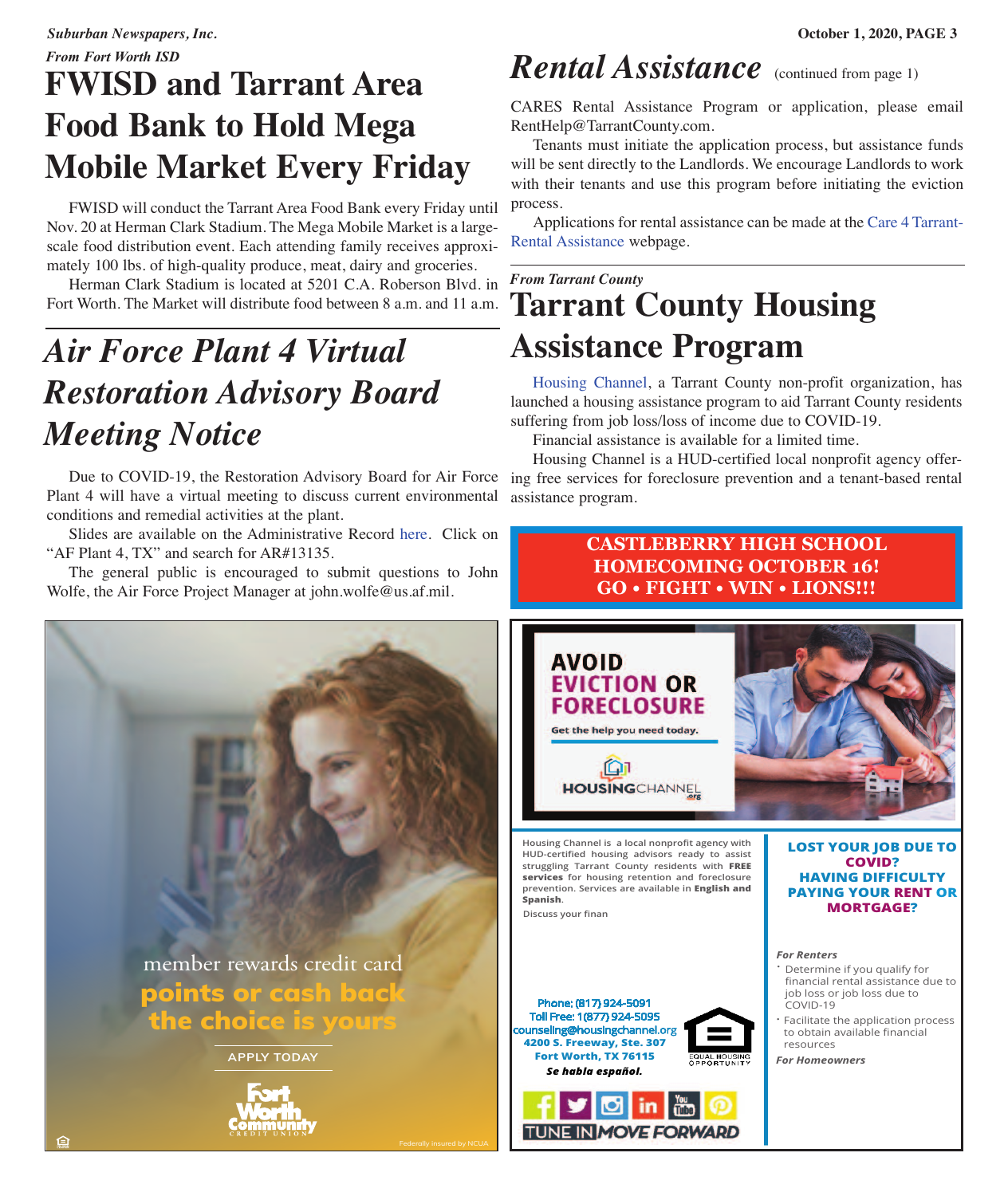*From Fort Worth ISD*

# FWISD and Tarrant Area Food Bank to Hold Mega Mobile Market Every Friday

FWISD will conduct the Tarrant Area Food Bank every Friday until Nov. 20 at Herman Clark Stadium. The Mega Mobile Market is a large-scale food distribution event. Each attending family receives approximately 100 lbs. of high-quality produce, meat, dairy and groceries.

Herman Clark Stadium is located at 5201 C.A. Roberson Blvd. in Fort Worth. The Market will distribute food between 8 a.m. and 11 a.m.

# *Air Force Plant 4 Virtual Restoration Advisory Board Meeting Notice*

Due to COVID-19, the Restoration Advisory Board for Air Force Plant 4 will have a virtual meeting to discuss current environmental conditions and remedial activities at the plant.

Slides are available on the Administrative Record here. Click on "AF Plant 4, TX" and search for AR#13135.

The general public is encouraged to submit questions to John Wolfe, the Air Force Project Manager at john.wolfe@us.af.mil.

member rewards credit card

**points or cash back the choice is yours**

APPLY TODAY

Fort Worth Community Credit Union

Federally insured by NCUA

# *Rental Assistance* (continued from page 1)

CARES Rental Assistance Program or application, please email RentHelp@TarrantCounty.com.

Tenants must initiate the application process, but assistance funds will be sent directly to the Landlords. We encourage Landlords to work with their tenants and use this program before initiating the eviction process.

Applications for rental assistance can be made at the Care 4 Tarrant-Rental Assistance webpage.

*From Tarrant County*

# Tarrant County Housing Assistance Program

Housing Channel, a Tarrant County non-profit organization, has launched a housing assistance program to aid Tarrant County residents suffering from job loss/loss of income due to COVID-19.

Financial assistance is available for a limited time.

Housing Channel is a HUD-certified local nonprofit agency offering free services for foreclosure prevention and a tenant-based rental assistance program.

**CASTLEBERRY HIGH SCHOOL HOMECOMING OCTOBER 16! GO • FIGHT • WIN • LIONS!!!**

**AVOID EVICTION OR FORECLOSURE**

Get the help you need today.

HOUSINGCHANNEL.org

Housing Channel is a local nonprofit agency with HUD-certified housing advisors ready to assist struggling Tarrant County residents with **FREE services** for housing retention and foreclosure prevention. Services are available in **English and Spanish**.

Discuss your finan

**LOST YOUR JOB DUE TO COVID? HAVING DIFFICULTY PAYING YOUR RENT OR MORTGAGE?**

*For Renters*

- Determine if you qualify for financial rental assistance due to job loss or job loss due to COVID-19
- Facilitate the application process to obtain available financial resources

*For Homeowners*

Phone: (817) 924-5091
Toll Free: 1(877) 924-5095
counseling@housingchannel.org
4200 S. Freeway, Ste. 307
Fort Worth, TX 76115
*Se habla español.*

EQUAL HOUSING OPPORTUNITY

TUNE IN MOVE FORWARD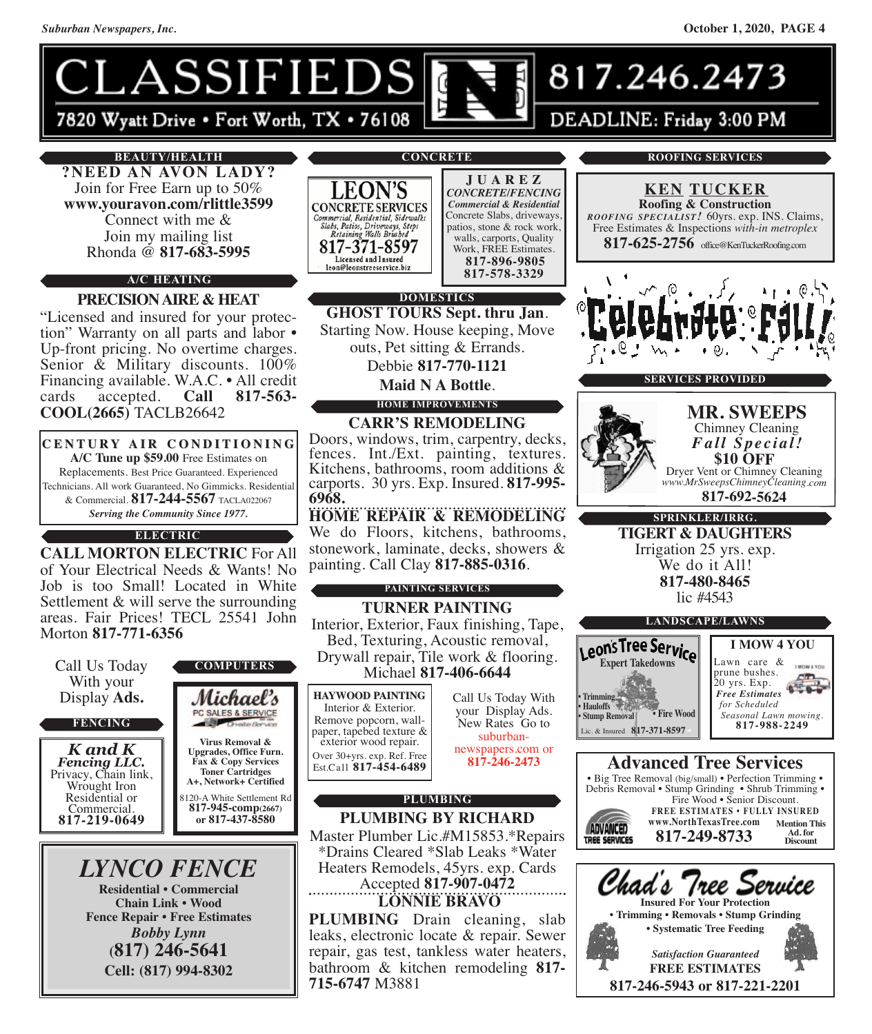# CLASSIFIEDS

7820 Wyatt Drive • Fort Worth, TX • 76108

817.246.2473

DEADLINE: Friday 3:00 PM

## BEAUTY/HEALTH

**?NEED AN AVON LADY?**
Join for Free Earn up to 50%
**www.youravon.com/rlittle3599**
Connect with me &
Join my mailing list
Rhonda @ **817-683-5995**

## A/C HEATING

**PRECISION AIRE & HEAT**
"Licensed and insured for your protection" Warranty on all parts and labor • Up-front pricing. No overtime charges. Senior & Military discounts. 100% Financing available. W.A.C. • All credit cards accepted. **Call 817-563-COOL(2665)** TACLB26642

**CENTURY AIR CONDITIONING**
**A/C Tune up $59.00** Free Estimates on Replacements. Best Price Guaranteed. Experienced Technicians. All work Guaranteed, No Gimmicks. Residential & Commercial. **817-244-5567** TACLA022067
***Serving the Community Since 1977.***

## ELECTRIC

**CALL MORTON ELECTRIC** For All of Your Electrical Needs & Wants! No Job is too Small! Located in White Settlement & will serve the surrounding areas. Fair Prices! TECL 25541 John Morton **817-771-6356**

Call Us Today
With your
Display **Ads.**

## FENCING

***K and K Fencing LLC.***
Privacy, Chain link,
Wrought Iron
Residential or
Commercial.
**817-219-0649**

## COMPUTERS

***Michael's***
PC SALES & SERVICE
**Virus Removal & Upgrades, Office Furn. Fax & Copy Services Toner Cartridges A+, Network+ Certified**
8120-A White Settlement Rd
**817-945-comp(2667) or 817-437-8580**

***LYNCO FENCE***
**Residential • Commercial**
**Chain Link • Wood**
**Fence Repair • Free Estimates**
***Bobby Lynn***
**(817) 246-5641**
**Cell: (817) 994-8302**

## CONCRETE

**LEON'S CONCRETE SERVICES**
*Commercial, Residential, Sidewalks Slabs, Patios, Driveways, Steps Retaining Walls Brushed*
**817-371-8597**
Licensed and Insured
leon@leonstreeservice.biz

**JUAREZ**
***CONCRETE/FENCING***
***Commercial & Residential***
Concrete Slabs, driveways, patios, stone & rock work, walls, carports, Quality Work, FREE Estimates.
**817-896-9805**
**817-578-3329**

## DOMESTICS

**GHOST TOURS Sept. thru Jan.**
Starting Now. House keeping, Move outs, Pet sitting & Errands.
Debbie **817-770-1121**
**Maid N A Bottle.**

## HOME IMPROVEMENTS

**CARR'S REMODELING**
Doors, windows, trim, carpentry, decks, fences. Int./Ext. painting, textures. Kitchens, bathrooms, room additions & carports. 30 yrs. Exp. Insured. **817-995-6968.**

**HOME REPAIR & REMODELING**
We do Floors, kitchens, bathrooms, stonework, laminate, decks, showers & painting. Call Clay **817-885-0316**.

## PAINTING SERVICES

**TURNER PAINTING**
Interior, Exterior, Faux finishing, Tape, Bed, Texturing, Acoustic removal, Drywall repair, Tile work & flooring.
Michael **817-406-6644**

**HAYWOOD PAINTING**
Interior & Exterior.
Remove popcorn, wallpaper, tapebed texture & exterior wood repair.
Over 30+yrs. exp. Ref. Free Est.Call **817-454-6489**

Call Us Today With your Display Ads. New Rates Go to suburban-newspapers.com or **817-246-2473**

## PLUMBING

**PLUMBING BY RICHARD**
Master Plumber Lic.#M15853.*Repairs *Drains Cleared *Slab Leaks *Water Heaters Remodels, 45yrs. exp. Cards Accepted **817-907-0472**

**LONNIE BRAVO**
**PLUMBING** Drain cleaning, slab leaks, electronic locate & repair. Sewer repair, gas test, tankless water heaters, bathroom & kitchen remodeling **817-715-6747** M3881

## ROOFING SERVICES

**KEN TUCKER**
**Roofing & Construction**
***ROOFING SPECIALIST!*** 60yrs. exp. INS. Claims, Free Estimates & Inspections *with-in metroplex*
**817-625-2756** office@KenTuckerRoofing.com

**Celebrate Fall!**

## SERVICES PROVIDED

**MR. SWEEPS**
Chimney Cleaning
***Fall Special!***
**$10 OFF**
Dryer Vent or Chimney Cleaning
*www.MrSweepsChimneyCleaning.com*
**817-692-5624**

## SPRINKLER/IRRG.

**TIGERT & DAUGHTERS**
Irrigation 25 yrs. exp.
We do it All!
**817-480-8465**
lic #4543

## LANDSCAPE/LAWNS

**Leons Tree Service**
**Expert Takedowns**
• Trimming
• Hauloffs
• Stump Removal
• Fire Wood
Lic. & Insured **817-371-8597**

**I MOW 4 YOU**
Lawn care & prune bushes. 20 yrs. Exp.
***Free Estimates*** *for Scheduled Seasonal Lawn mowing.*
**817-988-2249**

**Advanced Tree Services**
• Big Tree Removal (big/small) • Perfection Trimming • Debris Removal • Stump Grinding • Shrub Trimming • Fire Wood • Senior Discount.
**FREE ESTIMATES • FULLY INSURED**
**www.NorthTexasTree.com**
**817-249-8733**
**Mention This Ad. for Discount**

***Chad's Tree Service***
**Insured For Your Protection**
**• Trimming • Removals • Stump Grinding**
**• Systematic Tree Feeding**
***Satisfaction Guaranteed***
**FREE ESTIMATES**
**817-246-5943 or 817-221-2201**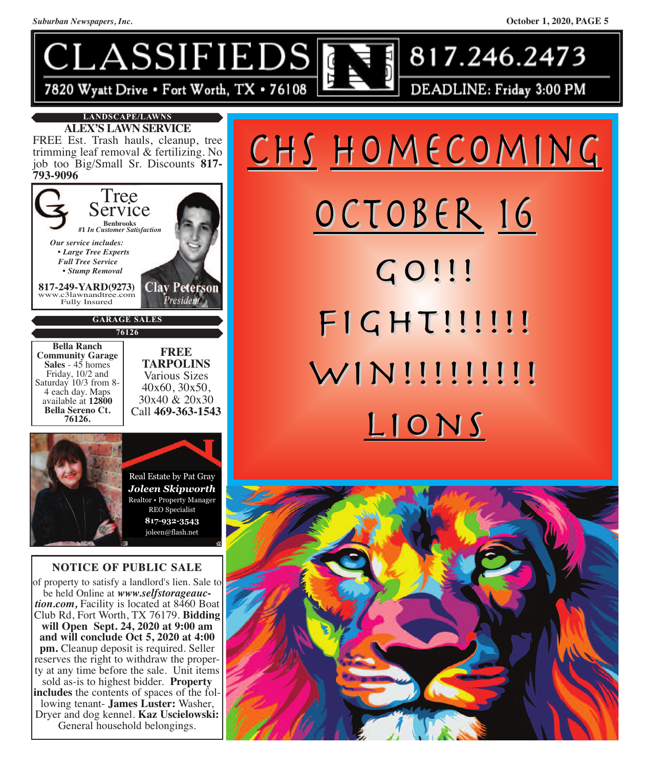# CLASSIFIEDS

7820 Wyatt Drive • Fort Worth, TX • 76108

817.246.2473

DEADLINE: Friday 3:00 PM

## LANDSCAPE/LAWNS

**ALEX'S LAWN SERVICE**

FREE Est. Trash hauls, cleanup, tree trimming leaf removal & fertilizing. No job too Big/Small Sr. Discounts **817-793-9096**

Tree Service
Benbrooks
*#1 In Customer Satisfaction*

*Our service includes:*
- *Large Tree Experts*
- *Full Tree Service*
- *Stump Removal*

**817-249-YARD(9273)**
www.c3lawnandtree.com
Fully Insured

**Clay Peterson**
*President*

## GARAGE SALES

**76126**

**Bella Ranch Community Garage Sales** - 45 homes Friday, 10/2 and Saturday 10/3 from 8-4 each day. Maps available at **12800 Bella Sereno Ct. 76126.**

**FREE TARPOLINS**
Various Sizes
40x60, 30x50, 30x40 & 20x30
Call **469-363-1543**

Real Estate by Pat Gray
***Joleen Skipworth***
Realtor • Property Manager
REO Specialist
**817-932-3543**
joleen@flash.net

## NOTICE OF PUBLIC SALE

of property to satisfy a landlord's lien. Sale to be held Online at ***www.selfstorageauction.com,*** Facility is located at 8460 Boat Club Rd, Fort Worth, TX 76179. **Bidding will Open Sept. 24, 2020 at 9:00 am and will conclude Oct 5, 2020 at 4:00 pm.** Cleanup deposit is required. Seller reserves the right to withdraw the property at any time before the sale. Unit items sold as-is to highest bidder. **Property includes** the contents of spaces of the following tenant- **James Luster:** Washer, Dryer and dog kennel. **Kaz Uscielowski:** General household belongings.

CHS HOMECOMING

OCTOBER 16

GO!!!

FIGHT!!!!!!

WIN!!!!!!!!!

LIONS